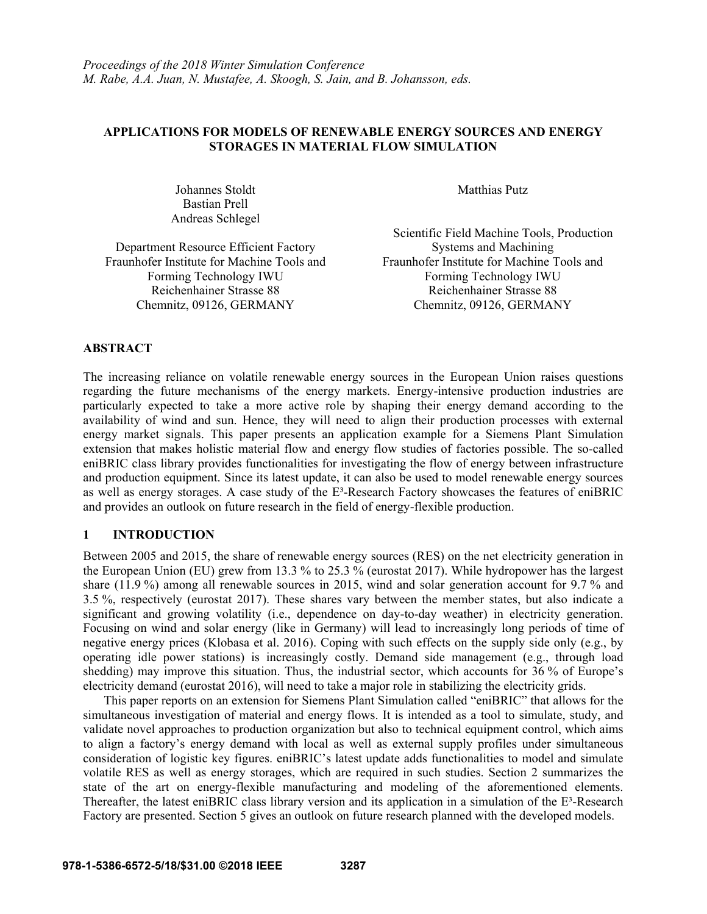*Proceedings of the 2018 Winter Simulation Conference*
*M. Rabe, A.A. Juan, N. Mustafee, A. Skoogh, S. Jain, and B. Johansson, eds.*

# APPLICATIONS FOR MODELS OF RENEWABLE ENERGY SOURCES AND ENERGY STORAGES IN MATERIAL FLOW SIMULATION

Johannes Stoldt
Bastian Prell
Andreas Schlegel

Department Resource Efficient Factory
Fraunhofer Institute for Machine Tools and Forming Technology IWU
Reichenhainer Strasse 88
Chemnitz, 09126, GERMANY

Matthias Putz

Scientific Field Machine Tools, Production Systems and Machining
Fraunhofer Institute for Machine Tools and Forming Technology IWU
Reichenhainer Strasse 88
Chemnitz, 09126, GERMANY

## ABSTRACT

The increasing reliance on volatile renewable energy sources in the European Union raises questions regarding the future mechanisms of the energy markets. Energy-intensive production industries are particularly expected to take a more active role by shaping their energy demand according to the availability of wind and sun. Hence, they will need to align their production processes with external energy market signals. This paper presents an application example for a Siemens Plant Simulation extension that makes holistic material flow and energy flow studies of factories possible. The so-called eniBRIC class library provides functionalities for investigating the flow of energy between infrastructure and production equipment. Since its latest update, it can also be used to model renewable energy sources as well as energy storages. A case study of the E³-Research Factory showcases the features of eniBRIC and provides an outlook on future research in the field of energy-flexible production.

## 1 INTRODUCTION

Between 2005 and 2015, the share of renewable energy sources (RES) on the net electricity generation in the European Union (EU) grew from 13.3 % to 25.3 % (eurostat 2017). While hydropower has the largest share (11.9 %) among all renewable sources in 2015, wind and solar generation account for 9.7 % and 3.5 %, respectively (eurostat 2017). These shares vary between the member states, but also indicate a significant and growing volatility (i.e., dependence on day-to-day weather) in electricity generation. Focusing on wind and solar energy (like in Germany) will lead to increasingly long periods of time of negative energy prices (Klobasa et al. 2016). Coping with such effects on the supply side only (e.g., by operating idle power stations) is increasingly costly. Demand side management (e.g., through load shedding) may improve this situation. Thus, the industrial sector, which accounts for 36 % of Europe's electricity demand (eurostat 2016), will need to take a major role in stabilizing the electricity grids.

This paper reports on an extension for Siemens Plant Simulation called "eniBRIC" that allows for the simultaneous investigation of material and energy flows. It is intended as a tool to simulate, study, and validate novel approaches to production organization but also to technical equipment control, which aims to align a factory's energy demand with local as well as external supply profiles under simultaneous consideration of logistic key figures. eniBRIC's latest update adds functionalities to model and simulate volatile RES as well as energy storages, which are required in such studies. Section 2 summarizes the state of the art on energy-flexible manufacturing and modeling of the aforementioned elements. Thereafter, the latest eniBRIC class library version and its application in a simulation of the E³-Research Factory are presented. Section 5 gives an outlook on future research planned with the developed models.

**978-1-5386-6572-5/18/$31.00 ©2018 IEEE**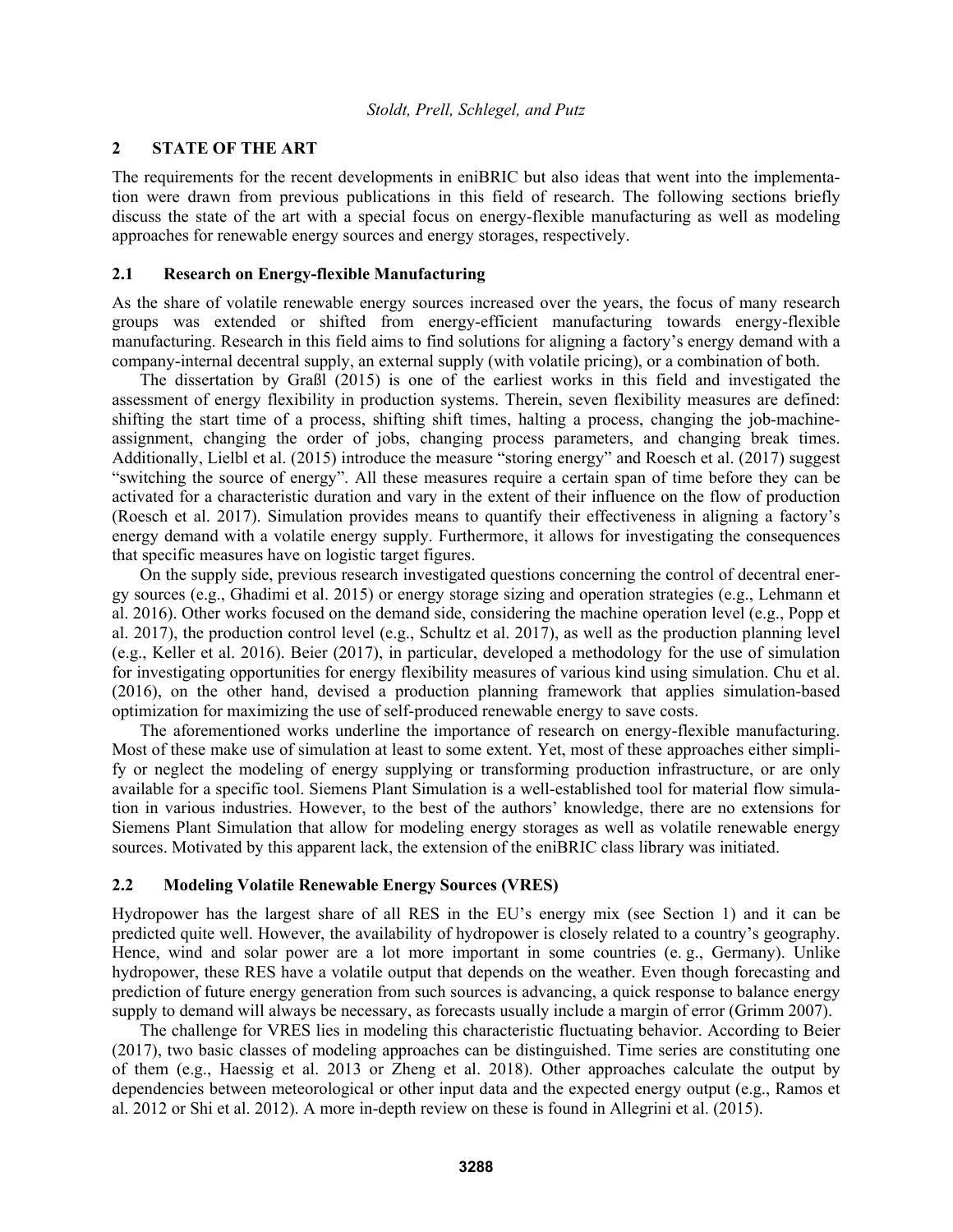## 2 STATE OF THE ART

The requirements for the recent developments in eniBRIC but also ideas that went into the implementation were drawn from previous publications in this field of research. The following sections briefly discuss the state of the art with a special focus on energy-flexible manufacturing as well as modeling approaches for renewable energy sources and energy storages, respectively.

### 2.1 Research on Energy-flexible Manufacturing

As the share of volatile renewable energy sources increased over the years, the focus of many research groups was extended or shifted from energy-efficient manufacturing towards energy-flexible manufacturing. Research in this field aims to find solutions for aligning a factory's energy demand with a company-internal decentral supply, an external supply (with volatile pricing), or a combination of both.

The dissertation by Graßl (2015) is one of the earliest works in this field and investigated the assessment of energy flexibility in production systems. Therein, seven flexibility measures are defined: shifting the start time of a process, shifting shift times, halting a process, changing the job-machine-assignment, changing the order of jobs, changing process parameters, and changing break times. Additionally, Lielbl et al. (2015) introduce the measure "storing energy" and Roesch et al. (2017) suggest "switching the source of energy". All these measures require a certain span of time before they can be activated for a characteristic duration and vary in the extent of their influence on the flow of production (Roesch et al. 2017). Simulation provides means to quantify their effectiveness in aligning a factory's energy demand with a volatile energy supply. Furthermore, it allows for investigating the consequences that specific measures have on logistic target figures.

On the supply side, previous research investigated questions concerning the control of decentral energy sources (e.g., Ghadimi et al. 2015) or energy storage sizing and operation strategies (e.g., Lehmann et al. 2016). Other works focused on the demand side, considering the machine operation level (e.g., Popp et al. 2017), the production control level (e.g., Schultz et al. 2017), as well as the production planning level (e.g., Keller et al. 2016). Beier (2017), in particular, developed a methodology for the use of simulation for investigating opportunities for energy flexibility measures of various kind using simulation. Chu et al. (2016), on the other hand, devised a production planning framework that applies simulation-based optimization for maximizing the use of self-produced renewable energy to save costs.

The aforementioned works underline the importance of research on energy-flexible manufacturing. Most of these make use of simulation at least to some extent. Yet, most of these approaches either simplify or neglect the modeling of energy supplying or transforming production infrastructure, or are only available for a specific tool. Siemens Plant Simulation is a well-established tool for material flow simulation in various industries. However, to the best of the authors' knowledge, there are no extensions for Siemens Plant Simulation that allow for modeling energy storages as well as volatile renewable energy sources. Motivated by this apparent lack, the extension of the eniBRIC class library was initiated.

### 2.2 Modeling Volatile Renewable Energy Sources (VRES)

Hydropower has the largest share of all RES in the EU's energy mix (see Section 1) and it can be predicted quite well. However, the availability of hydropower is closely related to a country's geography. Hence, wind and solar power are a lot more important in some countries (e. g., Germany). Unlike hydropower, these RES have a volatile output that depends on the weather. Even though forecasting and prediction of future energy generation from such sources is advancing, a quick response to balance energy supply to demand will always be necessary, as forecasts usually include a margin of error (Grimm 2007).

The challenge for VRES lies in modeling this characteristic fluctuating behavior. According to Beier (2017), two basic classes of modeling approaches can be distinguished. Time series are constituting one of them (e.g., Haessig et al. 2013 or Zheng et al. 2018). Other approaches calculate the output by dependencies between meteorological or other input data and the expected energy output (e.g., Ramos et al. 2012 or Shi et al. 2012). A more in-depth review on these is found in Allegrini et al. (2015).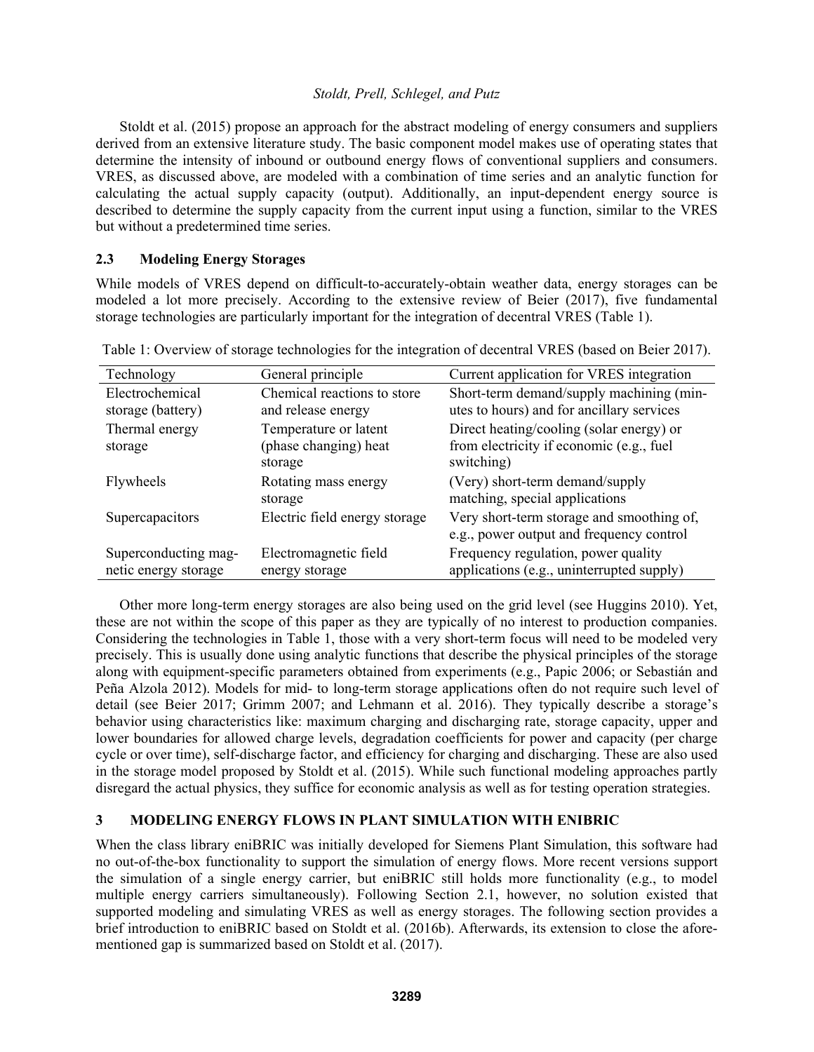Stoldt et al. (2015) propose an approach for the abstract modeling of energy consumers and suppliers derived from an extensive literature study. The basic component model makes use of operating states that determine the intensity of inbound or outbound energy flows of conventional suppliers and consumers. VRES, as discussed above, are modeled with a combination of time series and an analytic function for calculating the actual supply capacity (output). Additionally, an input-dependent energy source is described to determine the supply capacity from the current input using a function, similar to the VRES but without a predetermined time series.

### 2.3 Modeling Energy Storages

While models of VRES depend on difficult-to-accurately-obtain weather data, energy storages can be modeled a lot more precisely. According to the extensive review of Beier (2017), five fundamental storage technologies are particularly important for the integration of decentral VRES (Table 1).

Table 1: Overview of storage technologies for the integration of decentral VRES (based on Beier 2017).

| Technology | General principle | Current application for VRES integration |
|---|---|---|
| Electrochemical storage (battery) | Chemical reactions to store and release energy | Short-term demand/supply machining (minutes to hours) and for ancillary services |
| Thermal energy storage | Temperature or latent (phase changing) heat storage | Direct heating/cooling (solar energy) or from electricity if economic (e.g., fuel switching) |
| Flywheels | Rotating mass energy storage | (Very) short-term demand/supply matching, special applications |
| Supercapacitors | Electric field energy storage | Very short-term storage and smoothing of, e.g., power output and frequency control |
| Superconducting magnetic energy storage | Electromagnetic field energy storage | Frequency regulation, power quality applications (e.g., uninterrupted supply) |

Other more long-term energy storages are also being used on the grid level (see Huggins 2010). Yet, these are not within the scope of this paper as they are typically of no interest to production companies. Considering the technologies in Table 1, those with a very short-term focus will need to be modeled very precisely. This is usually done using analytic functions that describe the physical principles of the storage along with equipment-specific parameters obtained from experiments (e.g., Papic 2006; or Sebastián and Peña Alzola 2012). Models for mid- to long-term storage applications often do not require such level of detail (see Beier 2017; Grimm 2007; and Lehmann et al. 2016). They typically describe a storage's behavior using characteristics like: maximum charging and discharging rate, storage capacity, upper and lower boundaries for allowed charge levels, degradation coefficients for power and capacity (per charge cycle or over time), self-discharge factor, and efficiency for charging and discharging. These are also used in the storage model proposed by Stoldt et al. (2015). While such functional modeling approaches partly disregard the actual physics, they suffice for economic analysis as well as for testing operation strategies.

## 3 MODELING ENERGY FLOWS IN PLANT SIMULATION WITH ENIBRIC

When the class library eniBRIC was initially developed for Siemens Plant Simulation, this software had no out-of-the-box functionality to support the simulation of energy flows. More recent versions support the simulation of a single energy carrier, but eniBRIC still holds more functionality (e.g., to model multiple energy carriers simultaneously). Following Section 2.1, however, no solution existed that supported modeling and simulating VRES as well as energy storages. The following section provides a brief introduction to eniBRIC based on Stoldt et al. (2016b). Afterwards, its extension to close the aforementioned gap is summarized based on Stoldt et al. (2017).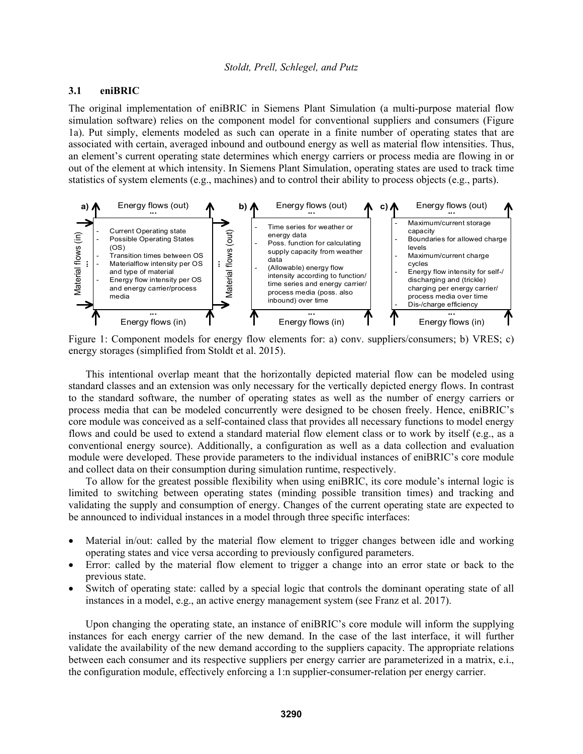### 3.1 eniBRIC

The original implementation of eniBRIC in Siemens Plant Simulation (a multi-purpose material flow simulation software) relies on the component model for conventional suppliers and consumers (Figure 1a). Put simply, elements modeled as such can operate in a finite number of operating states that are associated with certain, averaged inbound and outbound energy as well as material flow intensities. Thus, an element's current operating state determines which energy carriers or process media are flowing in or out of the element at which intensity. In Siemens Plant Simulation, operating states are used to track time statistics of system elements (e.g., machines) and to control their ability to process objects (e.g., parts).

**a)** Energy flows (out) ... / Material flows (in) ... / Material flows (out) ... / Energy flows (in) ...

- Current Operating state
- Possible Operating States (OS)
- Transition times between OS
- Materialflow intensity per OS and type of material
- Energy flow intensity per OS and energy carrier/process media

**b)** Energy flows (out) ... / Energy flows (in) ...

- Time series for weather or energy data
- Poss. function for calculating supply capacity from weather data
- (Allowable) energy flow intensity according to function/ time series and energy carrier/ process media (poss. also inbound) over time

**c)** Energy flows (out) ... / Energy flows (in) ...

- Maximum/current storage capacity
- Boundaries for allowed charge levels
- Maximum/current charge cycles
- Energy flow intensity for self-/ discharging and (trickle) charging per energy carrier/ process media over time
- Dis-/charge efficiency

Figure 1: Component models for energy flow elements for: a) conv. suppliers/consumers; b) VRES; c) energy storages (simplified from Stoldt et al. 2015).

This intentional overlap meant that the horizontally depicted material flow can be modeled using standard classes and an extension was only necessary for the vertically depicted energy flows. In contrast to the standard software, the number of operating states as well as the number of energy carriers or process media that can be modeled concurrently were designed to be chosen freely. Hence, eniBRIC's core module was conceived as a self-contained class that provides all necessary functions to model energy flows and could be used to extend a standard material flow element class or to work by itself (e.g., as a conventional energy source). Additionally, a configuration as well as a data collection and evaluation module were developed. These provide parameters to the individual instances of eniBRIC's core module and collect data on their consumption during simulation runtime, respectively.

To allow for the greatest possible flexibility when using eniBRIC, its core module's internal logic is limited to switching between operating states (minding possible transition times) and tracking and validating the supply and consumption of energy. Changes of the current operating state are expected to be announced to individual instances in a model through three specific interfaces:

- Material in/out: called by the material flow element to trigger changes between idle and working operating states and vice versa according to previously configured parameters.
- Error: called by the material flow element to trigger a change into an error state or back to the previous state.
- Switch of operating state: called by a special logic that controls the dominant operating state of all instances in a model, e.g., an active energy management system (see Franz et al. 2017).

Upon changing the operating state, an instance of eniBRIC's core module will inform the supplying instances for each energy carrier of the new demand. In the case of the last interface, it will further validate the availability of the new demand according to the suppliers capacity. The appropriate relations between each consumer and its respective suppliers per energy carrier are parameterized in a matrix, e.i., the configuration module, effectively enforcing a 1:n supplier-consumer-relation per energy carrier.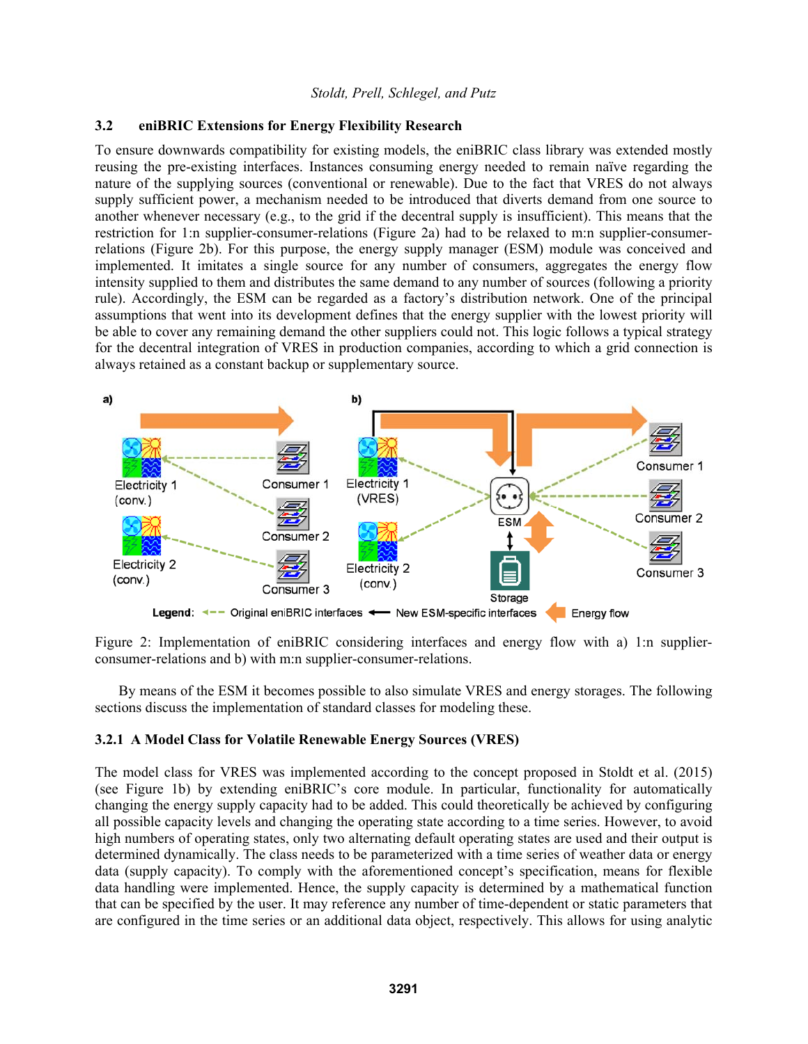### 3.2 eniBRIC Extensions for Energy Flexibility Research

To ensure downwards compatibility for existing models, the eniBRIC class library was extended mostly reusing the pre-existing interfaces. Instances consuming energy needed to remain naïve regarding the nature of the supplying sources (conventional or renewable). Due to the fact that VRES do not always supply sufficient power, a mechanism needed to be introduced that diverts demand from one source to another whenever necessary (e.g., to the grid if the decentral supply is insufficient). This means that the restriction for 1:n supplier-consumer-relations (Figure 2a) had to be relaxed to m:n supplier-consumer-relations (Figure 2b). For this purpose, the energy supply manager (ESM) module was conceived and implemented. It imitates a single source for any number of consumers, aggregates the energy flow intensity supplied to them and distributes the same demand to any number of sources (following a priority rule). Accordingly, the ESM can be regarded as a factory's distribution network. One of the principal assumptions that went into its development defines that the energy supplier with the lowest priority will be able to cover any remaining demand the other suppliers could not. This logic follows a typical strategy for the decentral integration of VRES in production companies, according to which a grid connection is always retained as a constant backup or supplementary source.

Figure 2: Implementation of eniBRIC considering interfaces and energy flow with a) 1:n supplier-consumer-relations and b) with m:n supplier-consumer-relations.

By means of the ESM it becomes possible to also simulate VRES and energy storages. The following sections discuss the implementation of standard classes for modeling these.

#### 3.2.1 A Model Class for Volatile Renewable Energy Sources (VRES)

The model class for VRES was implemented according to the concept proposed in Stoldt et al. (2015) (see Figure 1b) by extending eniBRIC's core module. In particular, functionality for automatically changing the energy supply capacity had to be added. This could theoretically be achieved by configuring all possible capacity levels and changing the operating state according to a time series. However, to avoid high numbers of operating states, only two alternating default operating states are used and their output is determined dynamically. The class needs to be parameterized with a time series of weather data or energy data (supply capacity). To comply with the aforementioned concept's specification, means for flexible data handling were implemented. Hence, the supply capacity is determined by a mathematical function that can be specified by the user. It may reference any number of time-dependent or static parameters that are configured in the time series or an additional data object, respectively. This allows for using analytic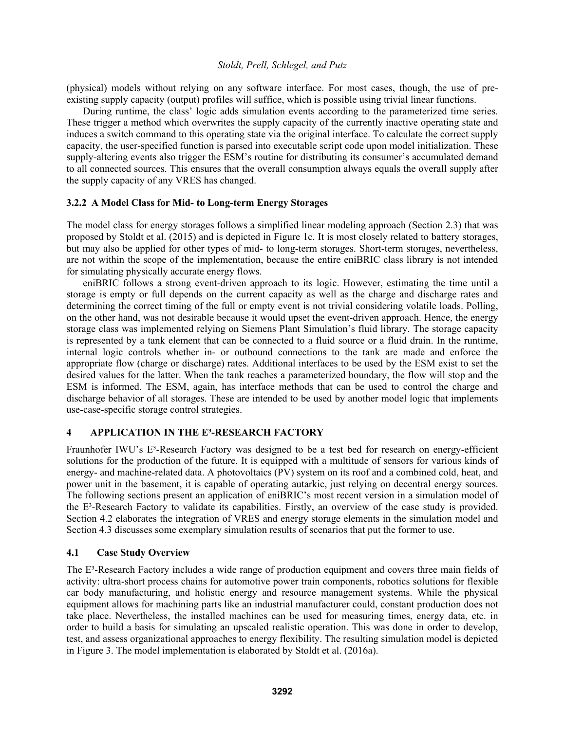(physical) models without relying on any software interface. For most cases, though, the use of pre-existing supply capacity (output) profiles will suffice, which is possible using trivial linear functions.

During runtime, the class' logic adds simulation events according to the parameterized time series. These trigger a method which overwrites the supply capacity of the currently inactive operating state and induces a switch command to this operating state via the original interface. To calculate the correct supply capacity, the user-specified function is parsed into executable script code upon model initialization. These supply-altering events also trigger the ESM's routine for distributing its consumer's accumulated demand to all connected sources. This ensures that the overall consumption always equals the overall supply after the supply capacity of any VRES has changed.

### 3.2.2 A Model Class for Mid- to Long-term Energy Storages

The model class for energy storages follows a simplified linear modeling approach (Section 2.3) that was proposed by Stoldt et al. (2015) and is depicted in Figure 1c. It is most closely related to battery storages, but may also be applied for other types of mid- to long-term storages. Short-term storages, nevertheless, are not within the scope of the implementation, because the entire eniBRIC class library is not intended for simulating physically accurate energy flows.

eniBRIC follows a strong event-driven approach to its logic. However, estimating the time until a storage is empty or full depends on the current capacity as well as the charge and discharge rates and determining the correct timing of the full or empty event is not trivial considering volatile loads. Polling, on the other hand, was not desirable because it would upset the event-driven approach. Hence, the energy storage class was implemented relying on Siemens Plant Simulation's fluid library. The storage capacity is represented by a tank element that can be connected to a fluid source or a fluid drain. In the runtime, internal logic controls whether in- or outbound connections to the tank are made and enforce the appropriate flow (charge or discharge) rates. Additional interfaces to be used by the ESM exist to set the desired values for the latter. When the tank reaches a parameterized boundary, the flow will stop and the ESM is informed. The ESM, again, has interface methods that can be used to control the charge and discharge behavior of all storages. These are intended to be used by another model logic that implements use-case-specific storage control strategies.

## 4 APPLICATION IN THE E³-RESEARCH FACTORY

Fraunhofer IWU's E³-Research Factory was designed to be a test bed for research on energy-efficient solutions for the production of the future. It is equipped with a multitude of sensors for various kinds of energy- and machine-related data. A photovoltaics (PV) system on its roof and a combined cold, heat, and power unit in the basement, it is capable of operating autarkic, just relying on decentral energy sources. The following sections present an application of eniBRIC's most recent version in a simulation model of the E³-Research Factory to validate its capabilities. Firstly, an overview of the case study is provided. Section 4.2 elaborates the integration of VRES and energy storage elements in the simulation model and Section 4.3 discusses some exemplary simulation results of scenarios that put the former to use.

### 4.1 Case Study Overview

The E³-Research Factory includes a wide range of production equipment and covers three main fields of activity: ultra-short process chains for automotive power train components, robotics solutions for flexible car body manufacturing, and holistic energy and resource management systems. While the physical equipment allows for machining parts like an industrial manufacturer could, constant production does not take place. Nevertheless, the installed machines can be used for measuring times, energy data, etc. in order to build a basis for simulating an upscaled realistic operation. This was done in order to develop, test, and assess organizational approaches to energy flexibility. The resulting simulation model is depicted in Figure 3. The model implementation is elaborated by Stoldt et al. (2016a).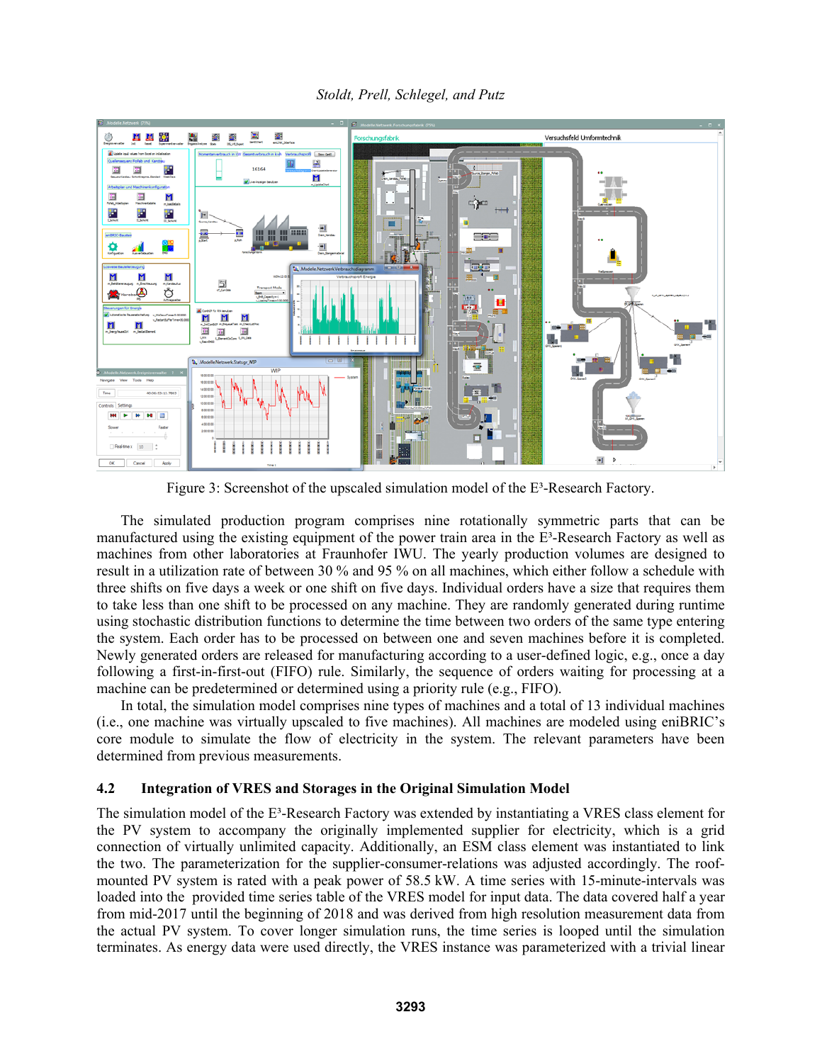Figure 3: Screenshot of the upscaled simulation model of the E³-Research Factory.

The simulated production program comprises nine rotationally symmetric parts that can be manufactured using the existing equipment of the power train area in the E³-Research Factory as well as machines from other laboratories at Fraunhofer IWU. The yearly production volumes are designed to result in a utilization rate of between 30 % and 95 % on all machines, which either follow a schedule with three shifts on five days a week or one shift on five days. Individual orders have a size that requires them to take less than one shift to be processed on any machine. They are randomly generated during runtime using stochastic distribution functions to determine the time between two orders of the same type entering the system. Each order has to be processed on between one and seven machines before it is completed. Newly generated orders are released for manufacturing according to a user-defined logic, e.g., once a day following a first-in-first-out (FIFO) rule. Similarly, the sequence of orders waiting for processing at a machine can be predetermined or determined using a priority rule (e.g., FIFO).

In total, the simulation model comprises nine types of machines and a total of 13 individual machines (i.e., one machine was virtually upscaled to five machines). All machines are modeled using eniBRIC's core module to simulate the flow of electricity in the system. The relevant parameters have been determined from previous measurements.

### 4.2 Integration of VRES and Storages in the Original Simulation Model

The simulation model of the E³-Research Factory was extended by instantiating a VRES class element for the PV system to accompany the originally implemented supplier for electricity, which is a grid connection of virtually unlimited capacity. Additionally, an ESM class element was instantiated to link the two. The parameterization for the supplier-consumer-relations was adjusted accordingly. The roof-mounted PV system is rated with a peak power of 58.5 kW. A time series with 15-minute-intervals was loaded into the provided time series table of the VRES model for input data. The data covered half a year from mid-2017 until the beginning of 2018 and was derived from high resolution measurement data from the actual PV system. To cover longer simulation runs, the time series is looped until the simulation terminates. As energy data were used directly, the VRES instance was parameterized with a trivial linear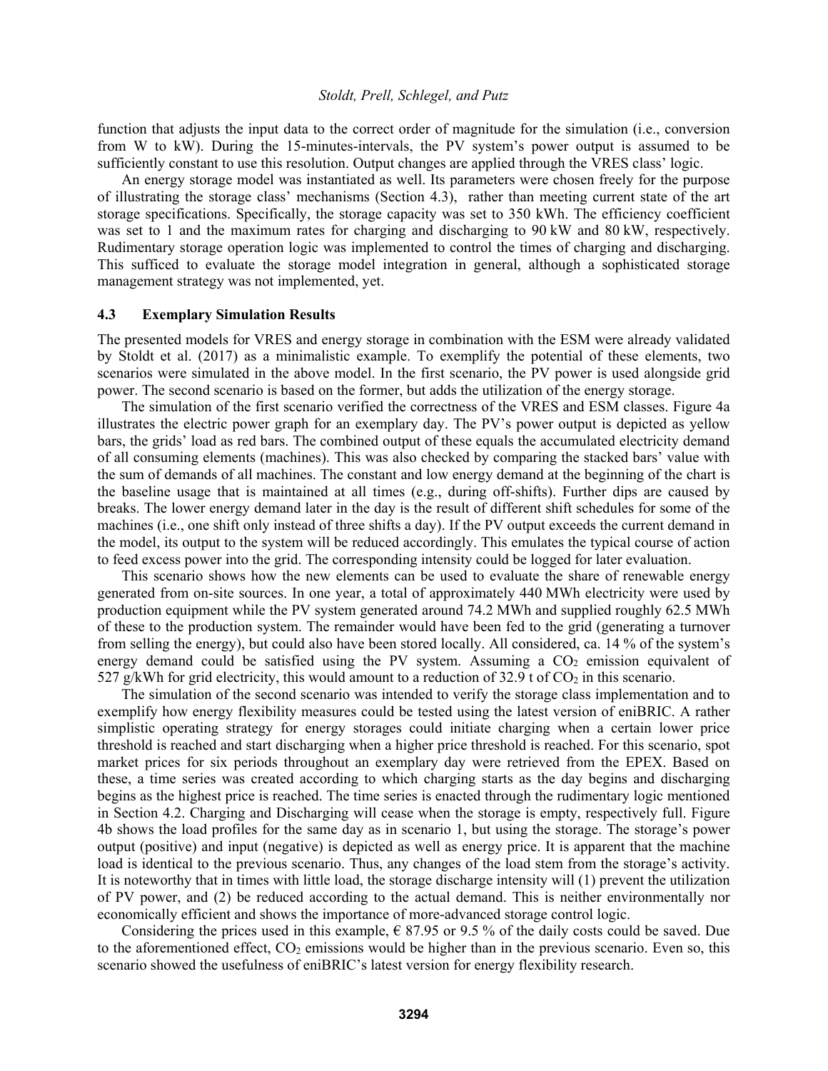function that adjusts the input data to the correct order of magnitude for the simulation (i.e., conversion from W to kW). During the 15-minutes-intervals, the PV system's power output is assumed to be sufficiently constant to use this resolution. Output changes are applied through the VRES class' logic.

An energy storage model was instantiated as well. Its parameters were chosen freely for the purpose of illustrating the storage class' mechanisms (Section 4.3), rather than meeting current state of the art storage specifications. Specifically, the storage capacity was set to 350 kWh. The efficiency coefficient was set to 1 and the maximum rates for charging and discharging to 90 kW and 80 kW, respectively. Rudimentary storage operation logic was implemented to control the times of charging and discharging. This sufficed to evaluate the storage model integration in general, although a sophisticated storage management strategy was not implemented, yet.

### 4.3 Exemplary Simulation Results

The presented models for VRES and energy storage in combination with the ESM were already validated by Stoldt et al. (2017) as a minimalistic example. To exemplify the potential of these elements, two scenarios were simulated in the above model. In the first scenario, the PV power is used alongside grid power. The second scenario is based on the former, but adds the utilization of the energy storage.

The simulation of the first scenario verified the correctness of the VRES and ESM classes. Figure 4a illustrates the electric power graph for an exemplary day. The PV's power output is depicted as yellow bars, the grids' load as red bars. The combined output of these equals the accumulated electricity demand of all consuming elements (machines). This was also checked by comparing the stacked bars' value with the sum of demands of all machines. The constant and low energy demand at the beginning of the chart is the baseline usage that is maintained at all times (e.g., during off-shifts). Further dips are caused by breaks. The lower energy demand later in the day is the result of different shift schedules for some of the machines (i.e., one shift only instead of three shifts a day). If the PV output exceeds the current demand in the model, its output to the system will be reduced accordingly. This emulates the typical course of action to feed excess power into the grid. The corresponding intensity could be logged for later evaluation.

This scenario shows how the new elements can be used to evaluate the share of renewable energy generated from on-site sources. In one year, a total of approximately 440 MWh electricity were used by production equipment while the PV system generated around 74.2 MWh and supplied roughly 62.5 MWh of these to the production system. The remainder would have been fed to the grid (generating a turnover from selling the energy), but could also have been stored locally. All considered, ca. 14 % of the system's energy demand could be satisfied using the PV system. Assuming a $CO_2$ emission equivalent of 527 g/kWh for grid electricity, this would amount to a reduction of 32.9 t of $CO_2$ in this scenario.

The simulation of the second scenario was intended to verify the storage class implementation and to exemplify how energy flexibility measures could be tested using the latest version of eniBRIC. A rather simplistic operating strategy for energy storages could initiate charging when a certain lower price threshold is reached and start discharging when a higher price threshold is reached. For this scenario, spot market prices for six periods throughout an exemplary day were retrieved from the EPEX. Based on these, a time series was created according to which charging starts as the day begins and discharging begins as the highest price is reached. The time series is enacted through the rudimentary logic mentioned in Section 4.2. Charging and Discharging will cease when the storage is empty, respectively full. Figure 4b shows the load profiles for the same day as in scenario 1, but using the storage. The storage's power output (positive) and input (negative) is depicted as well as energy price. It is apparent that the machine load is identical to the previous scenario. Thus, any changes of the load stem from the storage's activity. It is noteworthy that in times with little load, the storage discharge intensity will (1) prevent the utilization of PV power, and (2) be reduced according to the actual demand. This is neither environmentally nor economically efficient and shows the importance of more-advanced storage control logic.

Considering the prices used in this example, € 87.95 or 9.5 % of the daily costs could be saved. Due to the aforementioned effect, $CO_2$ emissions would be higher than in the previous scenario. Even so, this scenario showed the usefulness of eniBRIC's latest version for energy flexibility research.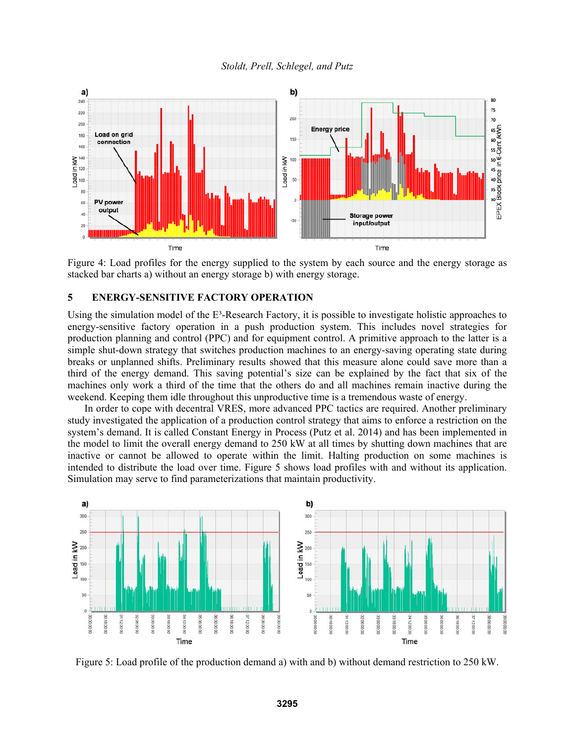Figure 4: Load profiles for the energy supplied to the system by each source and the energy storage as stacked bar charts a) without an energy storage b) with energy storage.

## 5 ENERGY-SENSITIVE FACTORY OPERATION

Using the simulation model of the E³-Research Factory, it is possible to investigate holistic approaches to energy-sensitive factory operation in a push production system. This includes novel strategies for production planning and control (PPC) and for equipment control. A primitive approach to the latter is a simple shut-down strategy that switches production machines to an energy-saving operating state during breaks or unplanned shifts. Preliminary results showed that this measure alone could save more than a third of the energy demand. This saving potential's size can be explained by the fact that six of the machines only work a third of the time that the others do and all machines remain inactive during the weekend. Keeping them idle throughout this unproductive time is a tremendous waste of energy.

In order to cope with decentral VRES, more advanced PPC tactics are required. Another preliminary study investigated the application of a production control strategy that aims to enforce a restriction on the system's demand. It is called Constant Energy in Process (Putz et al. 2014) and has been implemented in the model to limit the overall energy demand to 250 kW at all times by shutting down machines that are inactive or cannot be allowed to operate within the limit. Halting production on some machines is intended to distribute the load over time. Figure 5 shows load profiles with and without its application. Simulation may serve to find parameterizations that maintain productivity.

Figure 5: Load profile of the production demand a) with and b) without demand restriction to 250 kW.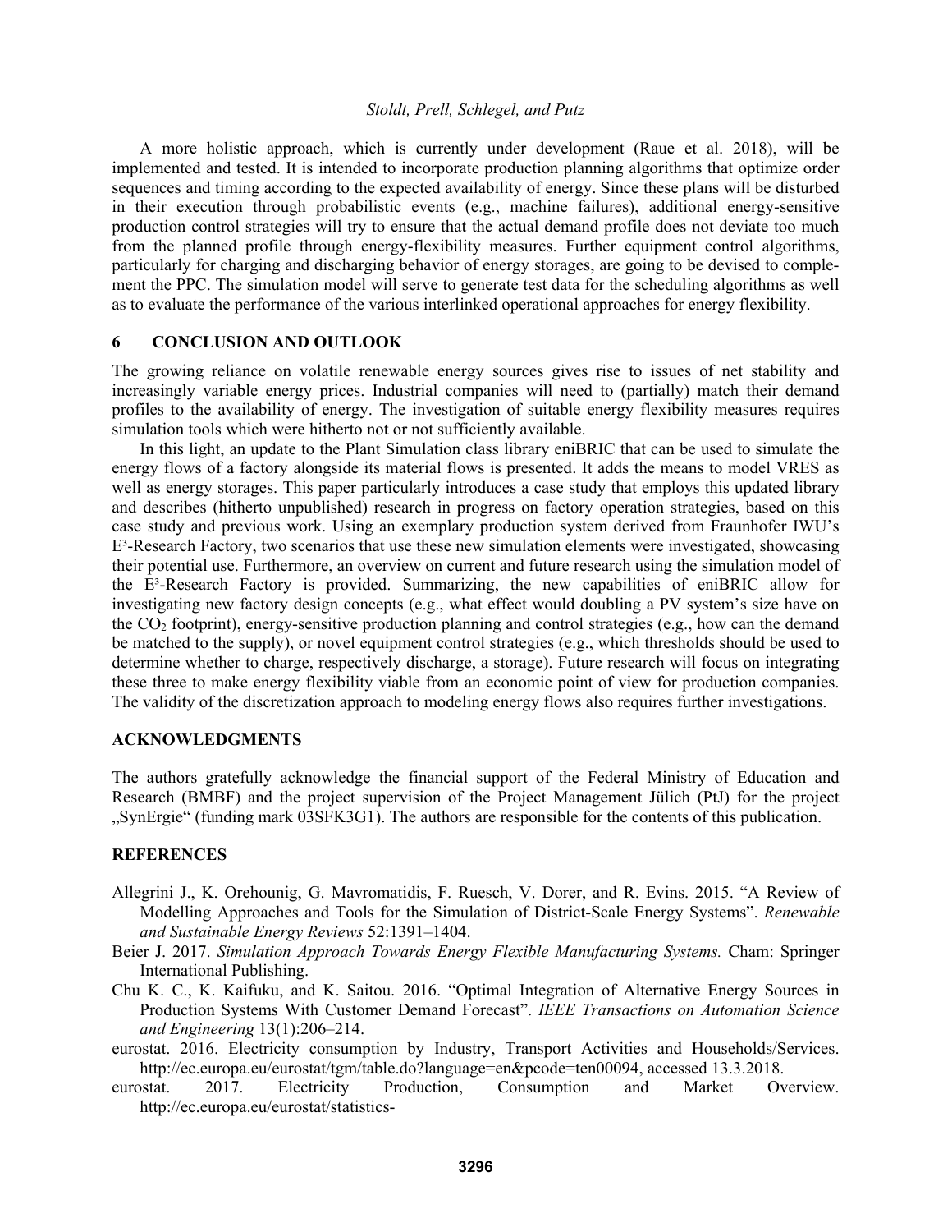A more holistic approach, which is currently under development (Raue et al. 2018), will be implemented and tested. It is intended to incorporate production planning algorithms that optimize order sequences and timing according to the expected availability of energy. Since these plans will be disturbed in their execution through probabilistic events (e.g., machine failures), additional energy-sensitive production control strategies will try to ensure that the actual demand profile does not deviate too much from the planned profile through energy-flexibility measures. Further equipment control algorithms, particularly for charging and discharging behavior of energy storages, are going to be devised to complement the PPC. The simulation model will serve to generate test data for the scheduling algorithms as well as to evaluate the performance of the various interlinked operational approaches for energy flexibility.

## 6 CONCLUSION AND OUTLOOK

The growing reliance on volatile renewable energy sources gives rise to issues of net stability and increasingly variable energy prices. Industrial companies will need to (partially) match their demand profiles to the availability of energy. The investigation of suitable energy flexibility measures requires simulation tools which were hitherto not or not sufficiently available.

In this light, an update to the Plant Simulation class library eniBRIC that can be used to simulate the energy flows of a factory alongside its material flows is presented. It adds the means to model VRES as well as energy storages. This paper particularly introduces a case study that employs this updated library and describes (hitherto unpublished) research in progress on factory operation strategies, based on this case study and previous work. Using an exemplary production system derived from Fraunhofer IWU's E³-Research Factory, two scenarios that use these new simulation elements were investigated, showcasing their potential use. Furthermore, an overview on current and future research using the simulation model of the E³-Research Factory is provided. Summarizing, the new capabilities of eniBRIC allow for investigating new factory design concepts (e.g., what effect would doubling a PV system's size have on the $CO_2$ footprint), energy-sensitive production planning and control strategies (e.g., how can the demand be matched to the supply), or novel equipment control strategies (e.g., which thresholds should be used to determine whether to charge, respectively discharge, a storage). Future research will focus on integrating these three to make energy flexibility viable from an economic point of view for production companies. The validity of the discretization approach to modeling energy flows also requires further investigations.

## ACKNOWLEDGMENTS

The authors gratefully acknowledge the financial support of the Federal Ministry of Education and Research (BMBF) and the project supervision of the Project Management Jülich (PtJ) for the project „SynErgie" (funding mark 03SFK3G1). The authors are responsible for the contents of this publication.

## REFERENCES

Allegrini J., K. Orehounig, G. Mavromatidis, F. Ruesch, V. Dorer, and R. Evins. 2015. "A Review of Modelling Approaches and Tools for the Simulation of District-Scale Energy Systems". *Renewable and Sustainable Energy Reviews* 52:1391–1404.

Beier J. 2017. *Simulation Approach Towards Energy Flexible Manufacturing Systems.* Cham: Springer International Publishing.

Chu K. C., K. Kaifuku, and K. Saitou. 2016. "Optimal Integration of Alternative Energy Sources in Production Systems With Customer Demand Forecast". *IEEE Transactions on Automation Science and Engineering* 13(1):206–214.

eurostat. 2016. Electricity consumption by Industry, Transport Activities and Households/Services. http://ec.europa.eu/eurostat/tgm/table.do?language=en&pcode=ten00094, accessed 13.3.2018.

eurostat. 2017. Electricity Production, Consumption and Market Overview. http://ec.europa.eu/eurostat/statistics-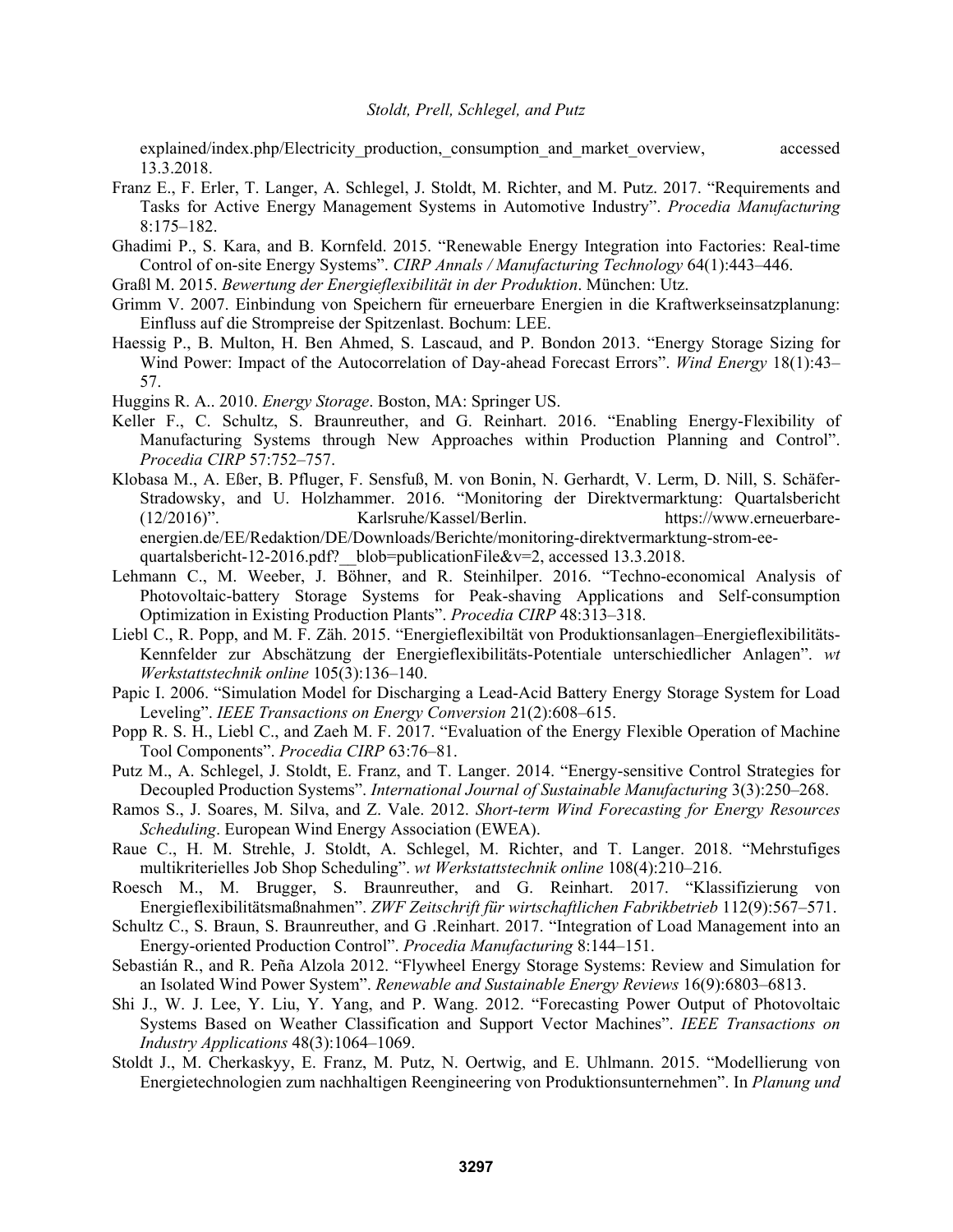explained/index.php/Electricity_production,_consumption_and_market_overview, accessed 13.3.2018.

Franz E., F. Erler, T. Langer, A. Schlegel, J. Stoldt, M. Richter, and M. Putz. 2017. "Requirements and Tasks for Active Energy Management Systems in Automotive Industry". *Procedia Manufacturing* 8:175–182.

Ghadimi P., S. Kara, and B. Kornfeld. 2015. "Renewable Energy Integration into Factories: Real-time Control of on-site Energy Systems". *CIRP Annals / Manufacturing Technology* 64(1):443–446.

Graßl M. 2015. *Bewertung der Energieflexibilität in der Produktion*. München: Utz.

Grimm V. 2007. Einbindung von Speichern für erneuerbare Energien in die Kraftwerkseinsatzplanung: Einfluss auf die Strompreise der Spitzenlast. Bochum: LEE.

Haessig P., B. Multon, H. Ben Ahmed, S. Lascaud, and P. Bondon 2013. "Energy Storage Sizing for Wind Power: Impact of the Autocorrelation of Day-ahead Forecast Errors". *Wind Energy* 18(1):43–57.

Huggins R. A.. 2010. *Energy Storage*. Boston, MA: Springer US.

Keller F., C. Schultz, S. Braunreuther, and G. Reinhart. 2016. "Enabling Energy-Flexibility of Manufacturing Systems through New Approaches within Production Planning and Control". *Procedia CIRP* 57:752–757.

Klobasa M., A. Eßer, B. Pfluger, F. Sensfuß, M. von Bonin, N. Gerhardt, V. Lerm, D. Nill, S. Schäfer-Stradowsky, and U. Holzhammer. 2016. "Monitoring der Direktvermarktung: Quartalsbericht (12/2016)". Karlsruhe/Kassel/Berlin. https://www.erneuerbare-energien.de/EE/Redaktion/DE/Downloads/Berichte/monitoring-direktvermarktung-strom-ee-quartalsbericht-12-2016.pdf?__blob=publicationFile&v=2, accessed 13.3.2018.

Lehmann C., M. Weeber, J. Böhner, and R. Steinhilper. 2016. "Techno-economical Analysis of Photovoltaic-battery Storage Systems for Peak-shaving Applications and Self-consumption Optimization in Existing Production Plants". *Procedia CIRP* 48:313–318.

Liebl C., R. Popp, and M. F. Zäh. 2015. "Energieflexibiltät von Produktionsanlagen–Energieflexibilitäts-Kennfelder zur Abschätzung der Energieflexibilitäts-Potentiale unterschiedlicher Anlagen". *wt Werkstattstechnik online* 105(3):136–140.

Papic I. 2006. "Simulation Model for Discharging a Lead-Acid Battery Energy Storage System for Load Leveling". *IEEE Transactions on Energy Conversion* 21(2):608–615.

Popp R. S. H., Liebl C., and Zaeh M. F. 2017. "Evaluation of the Energy Flexible Operation of Machine Tool Components". *Procedia CIRP* 63:76–81.

Putz M., A. Schlegel, J. Stoldt, E. Franz, and T. Langer. 2014. "Energy-sensitive Control Strategies for Decoupled Production Systems". *International Journal of Sustainable Manufacturing* 3(3):250–268.

Ramos S., J. Soares, M. Silva, and Z. Vale. 2012. *Short-term Wind Forecasting for Energy Resources Scheduling*. European Wind Energy Association (EWEA).

Raue C., H. M. Strehle, J. Stoldt, A. Schlegel, M. Richter, and T. Langer. 2018. "Mehrstufiges multikriterielles Job Shop Scheduling". *wt Werkstattstechnik online* 108(4):210–216.

Roesch M., M. Brugger, S. Braunreuther, and G. Reinhart. 2017. "Klassifizierung von Energieflexibilitätsmaßnahmen". *ZWF Zeitschrift für wirtschaftlichen Fabrikbetrieb* 112(9):567–571.

Schultz C., S. Braun, S. Braunreuther, and G .Reinhart. 2017. "Integration of Load Management into an Energy-oriented Production Control". *Procedia Manufacturing* 8:144–151.

Sebastián R., and R. Peña Alzola 2012. "Flywheel Energy Storage Systems: Review and Simulation for an Isolated Wind Power System". *Renewable and Sustainable Energy Reviews* 16(9):6803–6813.

Shi J., W. J. Lee, Y. Liu, Y. Yang, and P. Wang. 2012. "Forecasting Power Output of Photovoltaic Systems Based on Weather Classification and Support Vector Machines". *IEEE Transactions on Industry Applications* 48(3):1064–1069.

Stoldt J., M. Cherkaskyy, E. Franz, M. Putz, N. Oertwig, and E. Uhlmann. 2015. "Modellierung von Energietechnologien zum nachhaltigen Reengineering von Produktionsunternehmen". In *Planung und*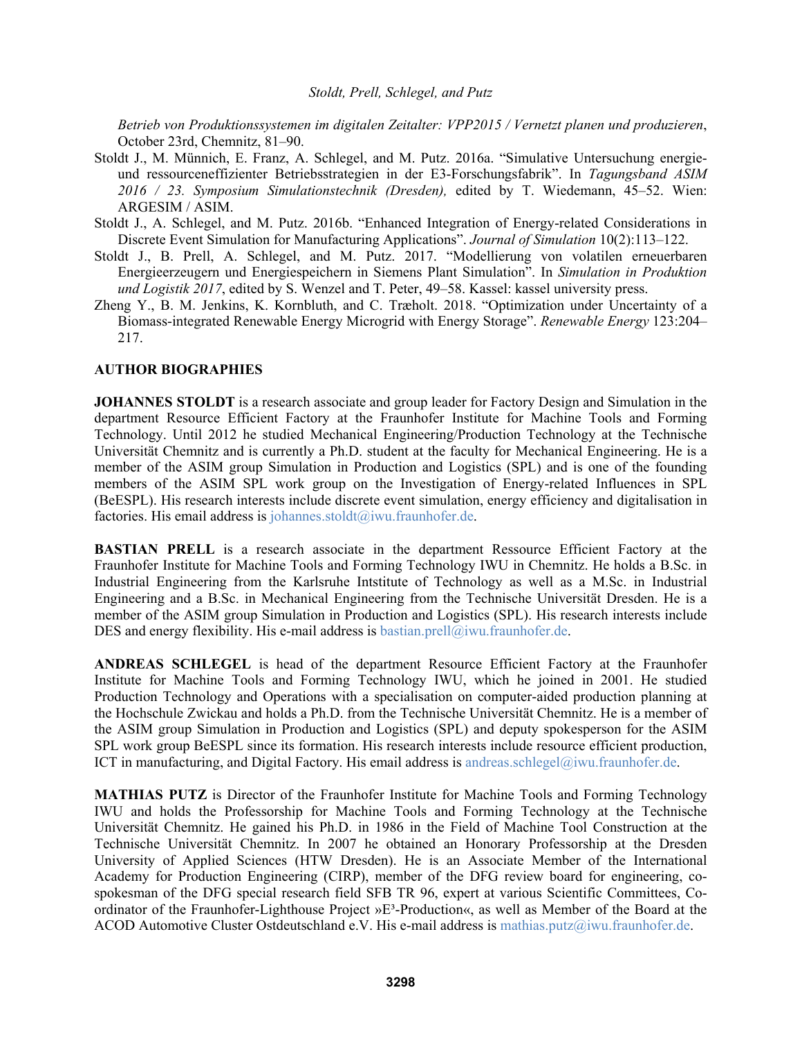*Betrieb von Produktionssystemen im digitalen Zeitalter: VPP2015 / Vernetzt planen und produzieren*, October 23rd, Chemnitz, 81–90.

Stoldt J., M. Münnich, E. Franz, A. Schlegel, and M. Putz. 2016a. "Simulative Untersuchung energie- und ressourceneffizienter Betriebsstrategien in der E3-Forschungsfabrik". In *Tagungsband ASIM 2016 / 23. Symposium Simulationstechnik (Dresden),* edited by T. Wiedemann, 45–52. Wien: ARGESIM / ASIM.

Stoldt J., A. Schlegel, and M. Putz. 2016b. "Enhanced Integration of Energy-related Considerations in Discrete Event Simulation for Manufacturing Applications". *Journal of Simulation* 10(2):113–122.

Stoldt J., B. Prell, A. Schlegel, and M. Putz. 2017. "Modellierung von volatilen erneuerbaren Energieerzeugern und Energiespeichern in Siemens Plant Simulation". In *Simulation in Produktion und Logistik 2017*, edited by S. Wenzel and T. Peter, 49–58. Kassel: kassel university press.

Zheng Y., B. M. Jenkins, K. Kornbluth, and C. Træholt. 2018. "Optimization under Uncertainty of a Biomass-integrated Renewable Energy Microgrid with Energy Storage". *Renewable Energy* 123:204–217.

## AUTHOR BIOGRAPHIES

**JOHANNES STOLDT** is a research associate and group leader for Factory Design and Simulation in the department Resource Efficient Factory at the Fraunhofer Institute for Machine Tools and Forming Technology. Until 2012 he studied Mechanical Engineering/Production Technology at the Technische Universität Chemnitz and is currently a Ph.D. student at the faculty for Mechanical Engineering. He is a member of the ASIM group Simulation in Production and Logistics (SPL) and is one of the founding members of the ASIM SPL work group on the Investigation of Energy-related Influences in SPL (BeESPL). His research interests include discrete event simulation, energy efficiency and digitalisation in factories. His email address is johannes.stoldt@iwu.fraunhofer.de.

**BASTIAN PRELL** is a research associate in the department Ressource Efficient Factory at the Fraunhofer Institute for Machine Tools and Forming Technology IWU in Chemnitz. He holds a B.Sc. in Industrial Engineering from the Karlsruhe Intstitute of Technology as well as a M.Sc. in Industrial Engineering and a B.Sc. in Mechanical Engineering from the Technische Universität Dresden. He is a member of the ASIM group Simulation in Production and Logistics (SPL). His research interests include DES and energy flexibility. His e-mail address is bastian.prell@iwu.fraunhofer.de.

**ANDREAS SCHLEGEL** is head of the department Resource Efficient Factory at the Fraunhofer Institute for Machine Tools and Forming Technology IWU, which he joined in 2001. He studied Production Technology and Operations with a specialisation on computer-aided production planning at the Hochschule Zwickau and holds a Ph.D. from the Technische Universität Chemnitz. He is a member of the ASIM group Simulation in Production and Logistics (SPL) and deputy spokesperson for the ASIM SPL work group BeESPL since its formation. His research interests include resource efficient production, ICT in manufacturing, and Digital Factory. His email address is andreas.schlegel@iwu.fraunhofer.de.

**MATHIAS PUTZ** is Director of the Fraunhofer Institute for Machine Tools and Forming Technology IWU and holds the Professorship for Machine Tools and Forming Technology at the Technische Universität Chemnitz. He gained his Ph.D. in 1986 in the Field of Machine Tool Construction at the Technische Universität Chemnitz. In 2007 he obtained an Honorary Professorship at the Dresden University of Applied Sciences (HTW Dresden). He is an Associate Member of the International Academy for Production Engineering (CIRP), member of the DFG review board for engineering, co-spokesman of the DFG special research field SFB TR 96, expert at various Scientific Committees, Co-ordinator of the Fraunhofer-Lighthouse Project »E³-Production«, as well as Member of the Board at the ACOD Automotive Cluster Ostdeutschland e.V. His e-mail address is mathias.putz@iwu.fraunhofer.de.